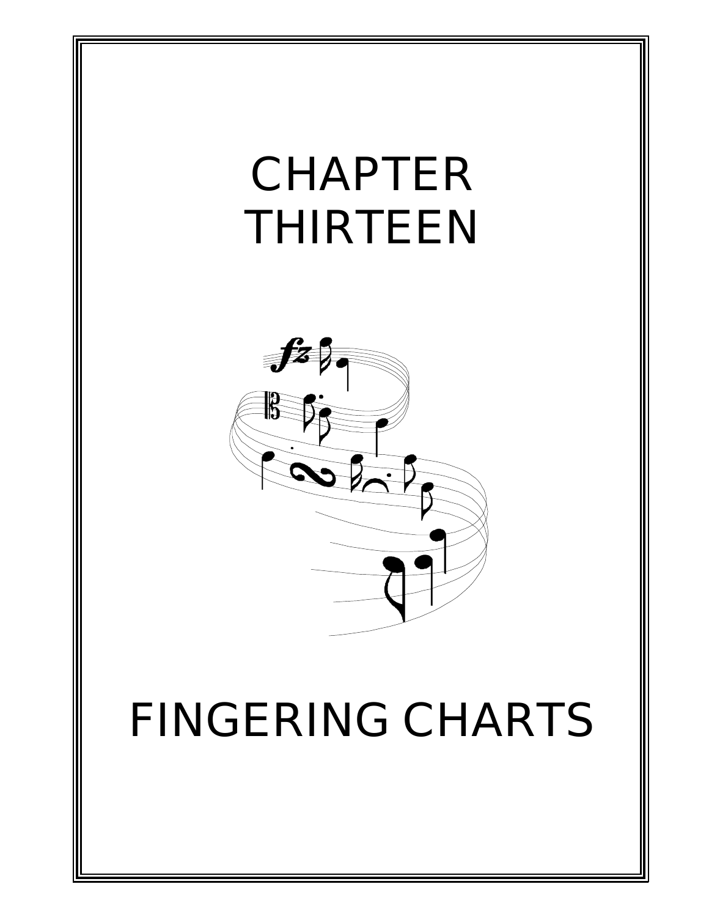# CHAPTER THIRTEEN

# FINGERING CHARTS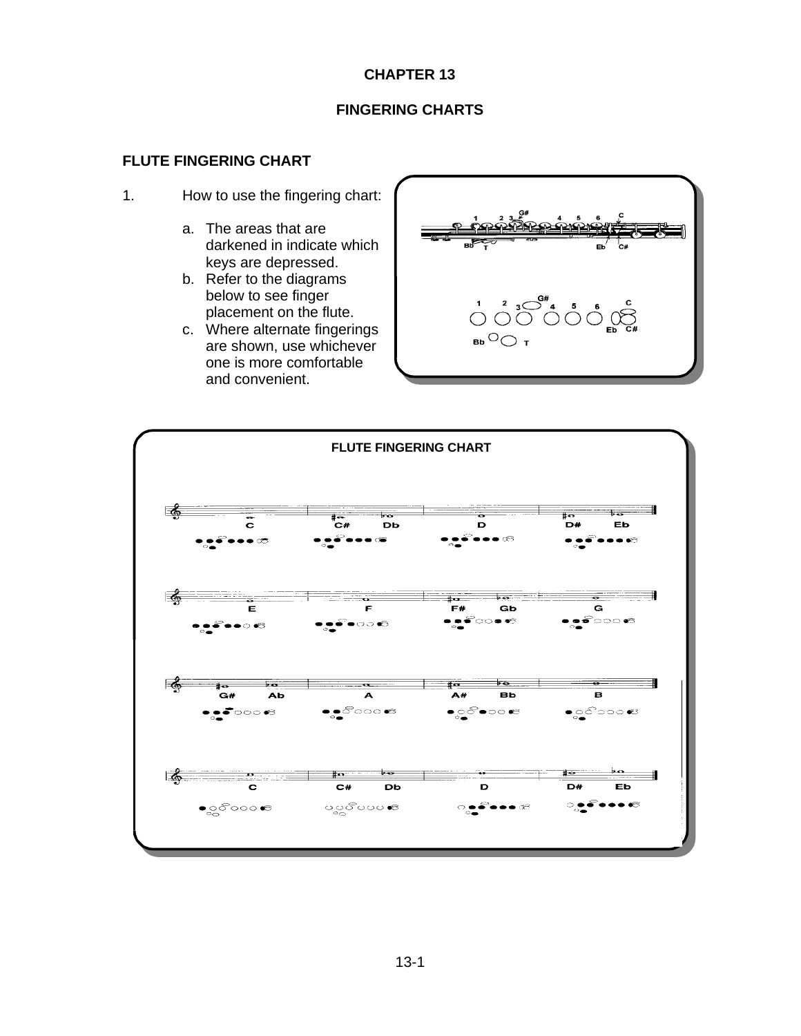# CHAPTER 13

## FINGERING CHARTS

### FLUTE FINGERING CHART

1. How to use the fingering chart:

   a. The areas that are darkened in indicate which keys are depressed.
   b. Refer to the diagrams below to see finger placement on the flute.
   c. Where alternate fingerings are shown, use whichever one is more comfortable and convenient.

1 2 3 G# 4 5 6 C

Bb T Eb C#

FLUTE FINGERING CHART

C | C# Db | D | D# Eb

E | F | F# Gb | G

G# Ab | A | A# Bb | B

C | C# Db | D | D# Eb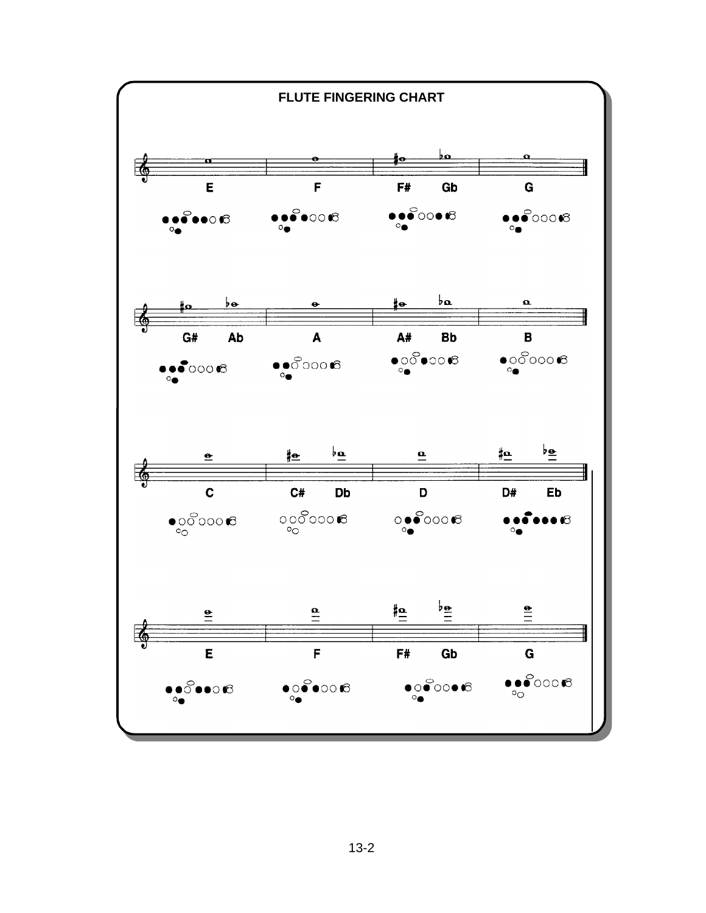# FLUTE FINGERING CHART

E | F | F# Gb | G

G# Ab | A | A# Bb | B

C | C# Db | D | D# Eb

E | F | F# Gb | G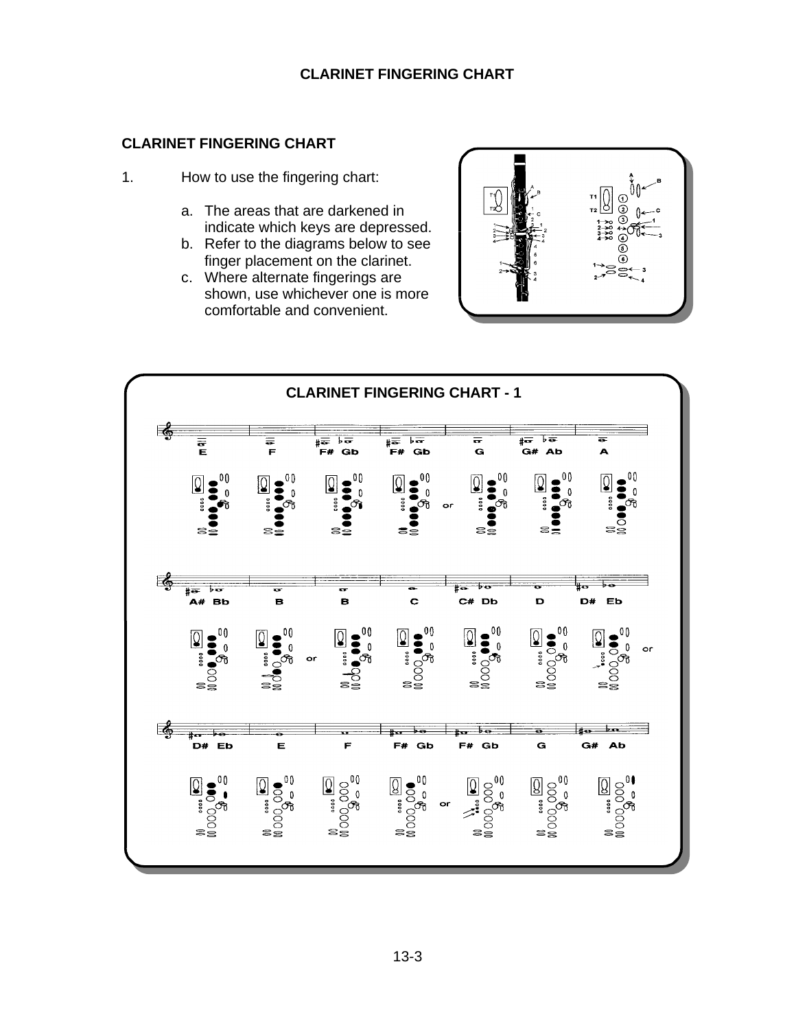## CLARINET FINGERING CHART

1. How to use the fingering chart:

   a. The areas that are darkened in indicate which keys are depressed.
   b. Refer to the diagrams below to see finger placement on the clarinet.
   c. Where alternate fingerings are shown, use whichever one is more comfortable and convenient.

### CLARINET FINGERING CHART - 1

E F F# Gb F# Gb or G G# Ab A

A# Bb B or B C C# Db D D# Eb or

D# Eb E F F# Gb or F# Gb G G# Ab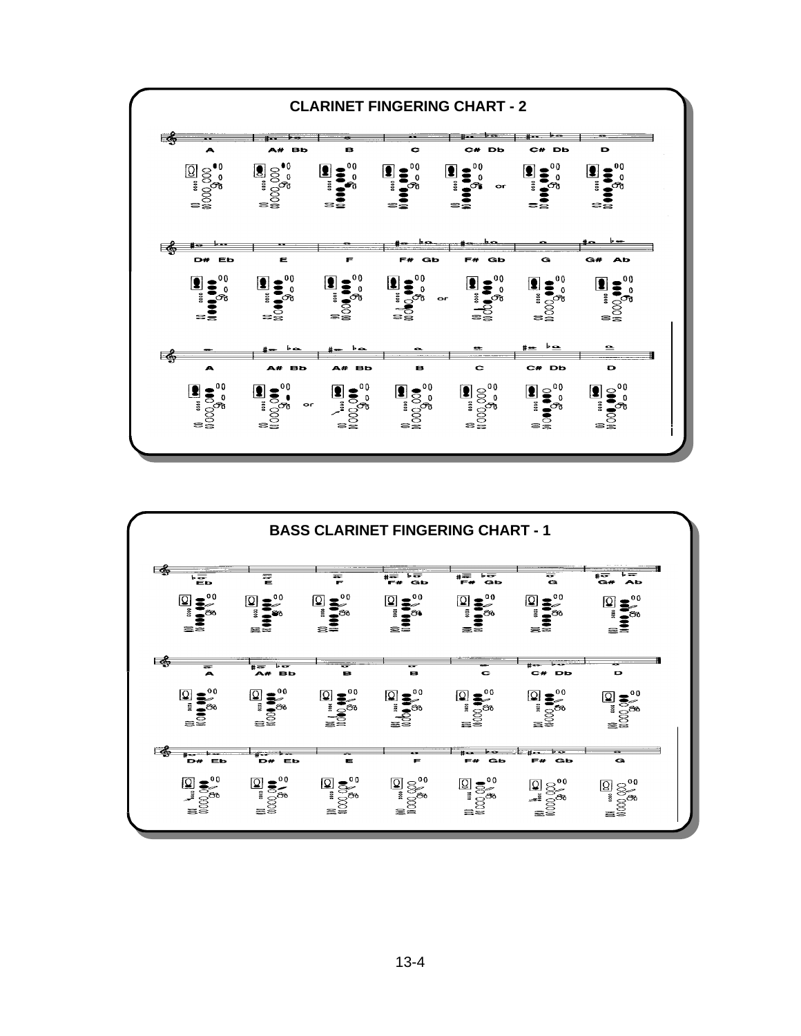## CLARINET FINGERING CHART - 2

A | A# Bb | B | C | C# Db or | C# Db | D

D# Eb | E | F | F# Gb or | F# Gb | G | G# Ab

A | A# Bb or | A# Bb | B | C | C# Db | D

## BASS CLARINET FINGERING CHART - 1

Eb | E | F | F# Gb | F# Gb | G | G# Ab

A | A# Bb | B | B | C | C# Db | D

D# Eb | D# Eb | E | F | F# Gb | F# Gb | G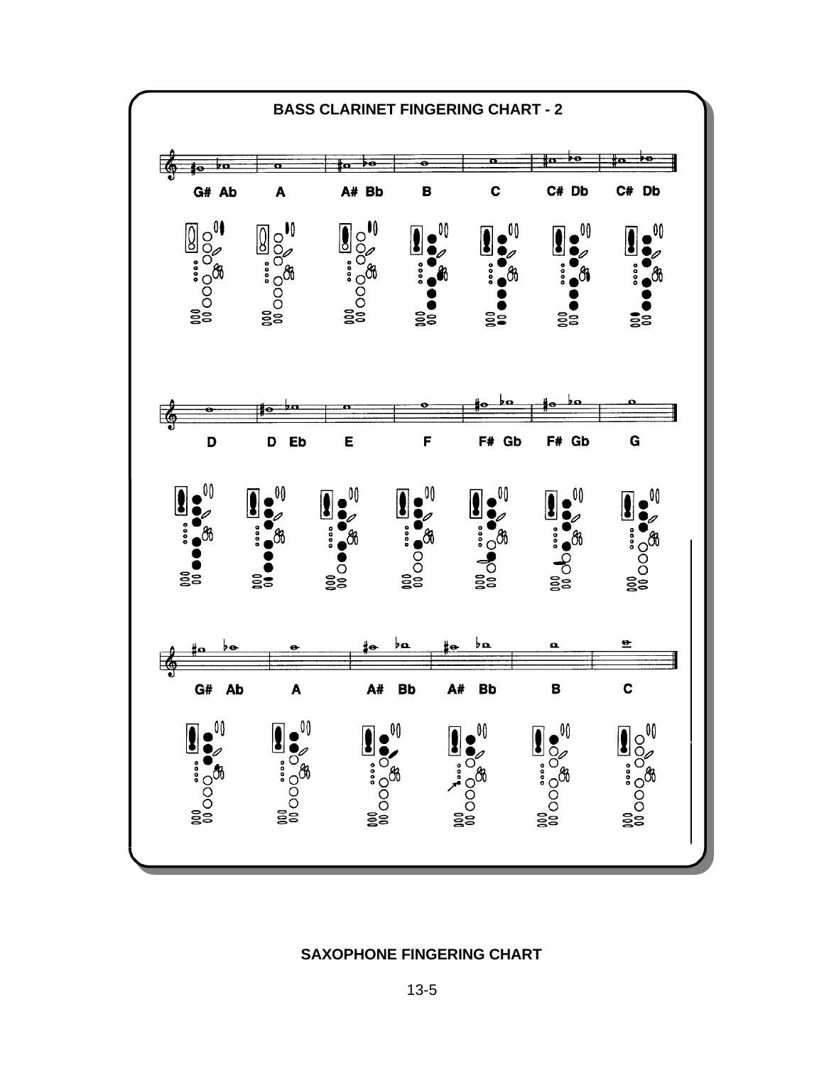## BASS CLARINET FINGERING CHART - 2

G# Ab | A | A# Bb | B | C | C# Db | C# Db

D | D Eb | E | F | F# Gb | F# Gb | G

G# Ab | A | A# Bb | A# Bb | B | C

## SAXOPHONE FINGERING CHART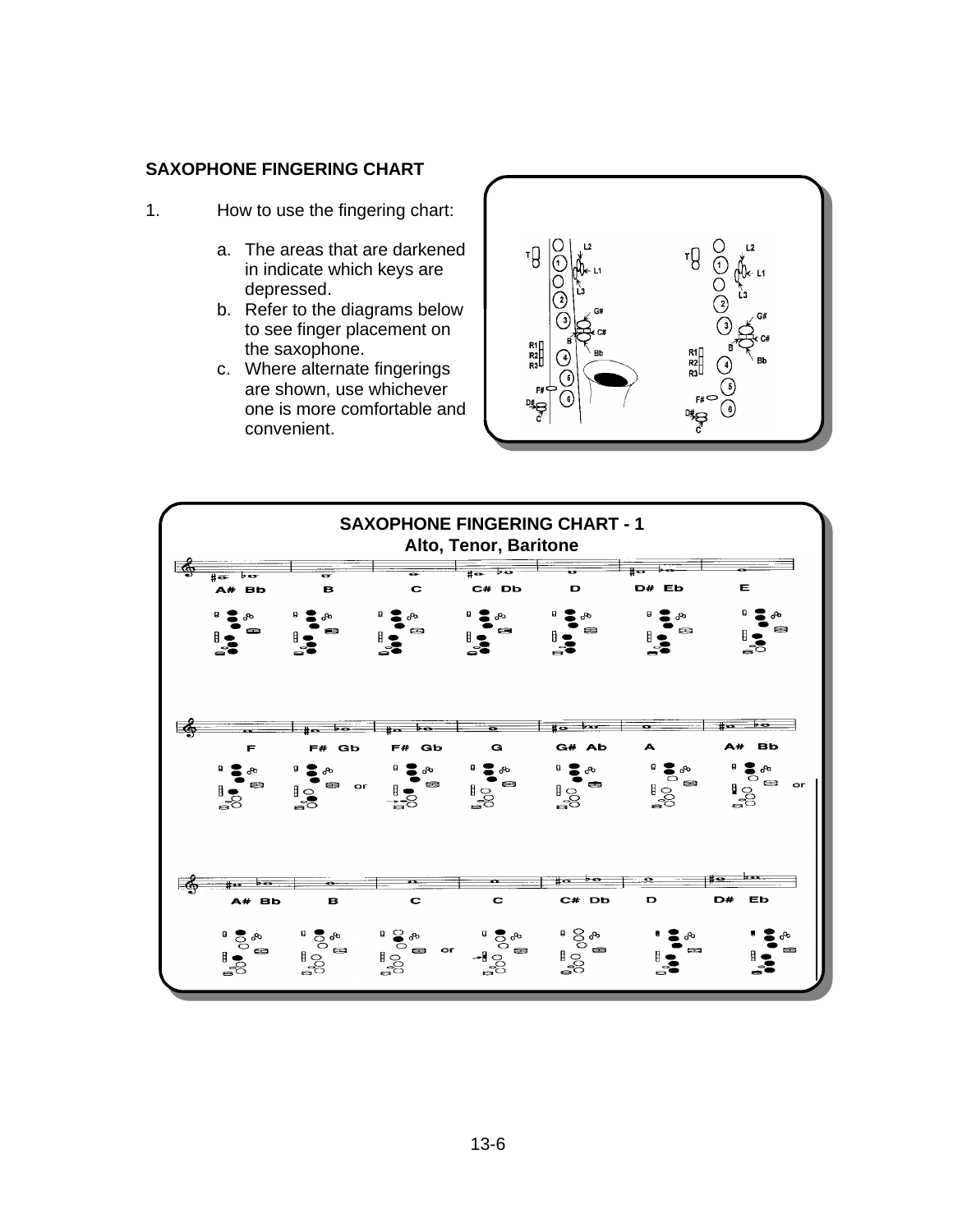## SAXOPHONE FINGERING CHART

1. How to use the fingering chart:

   a. The areas that are darkened in indicate which keys are depressed.
   b. Refer to the diagrams below to see finger placement on the saxophone.
   c. Where alternate fingerings are shown, use whichever one is more comfortable and convenient.

### SAXOPHONE FINGERING CHART - 1
### Alto, Tenor, Baritone

A# Bb | B | C | C# Db | D | D# Eb | E

F | F# Gb | F# Gb | G | G# Ab | A | A# Bb

A# Bb | B | C | C | C# Db | D | D# Eb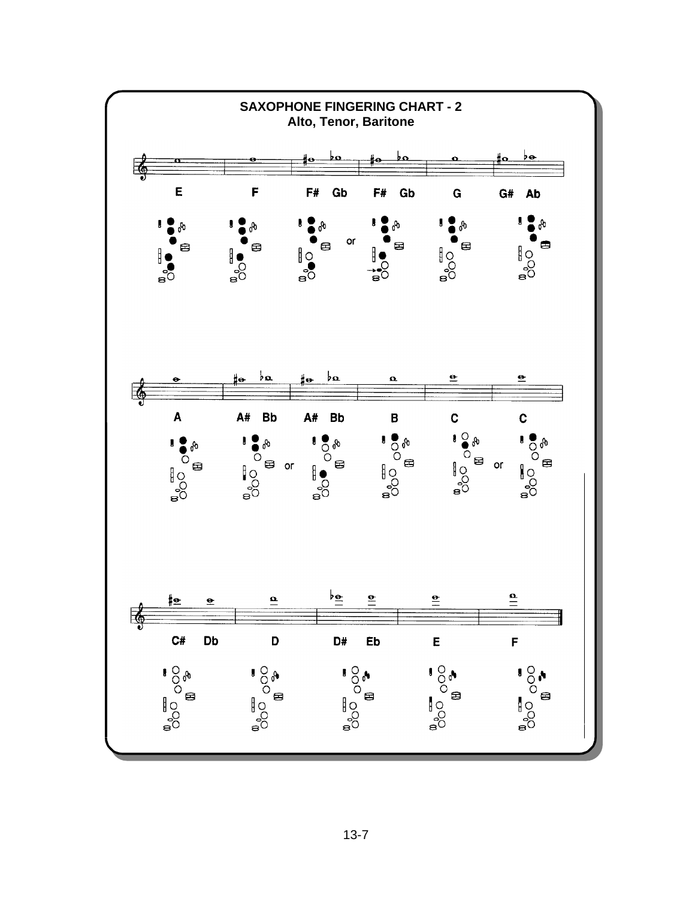# SAXOPHONE FINGERING CHART - 2

## Alto, Tenor, Baritone

E | F | F# Gb | or | F# Gb | G | G# Ab

A | A# Bb | or | A# Bb | B | C | or | C

C# Db | D | D# Eb | E | F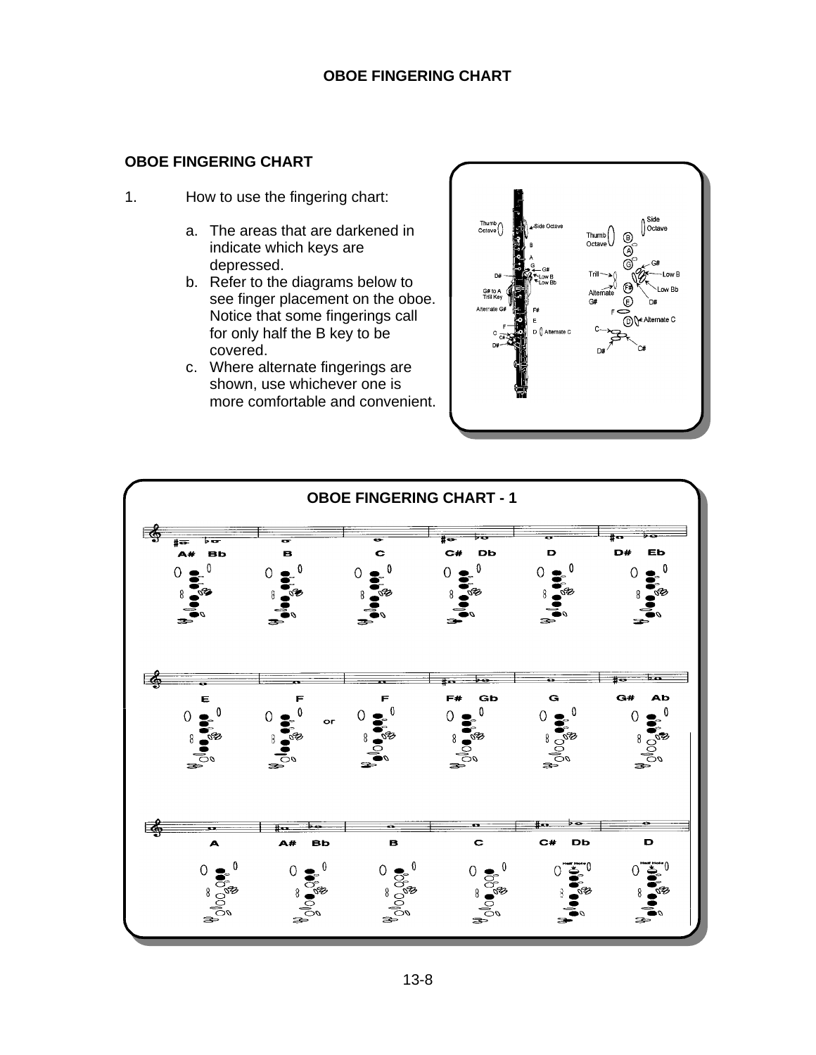## OBOE FINGERING CHART

1. How to use the fingering chart:

   a. The areas that are darkened in indicate which keys are depressed.
   b. Refer to the diagrams below to see finger placement on the oboe. Notice that some fingerings call for only half the B key to be covered.
   c. Where alternate fingerings are shown, use whichever one is more comfortable and convenient.

Thumb Octave, Side Octave, B, A, G, G#, Low B, Low Bb, D#, G# to A Trill Key, Alternate G#, F#, E, D, Alternate C, F, C, C#, D#

Thumb Octave, Side Octave, B, A, G, G#, Trill, Low B, Low Bb, Alternate G#, F#, E, D#, F, D, Alternate C, C, C#, D#

### OBOE FINGERING CHART - 1

A# Bb | B | C | C# Db | D | D# Eb

E | F or F | F# Gb | G | G# Ab

A | A# Bb | B | C | C# Db (Half Hole) | D (Half Hole)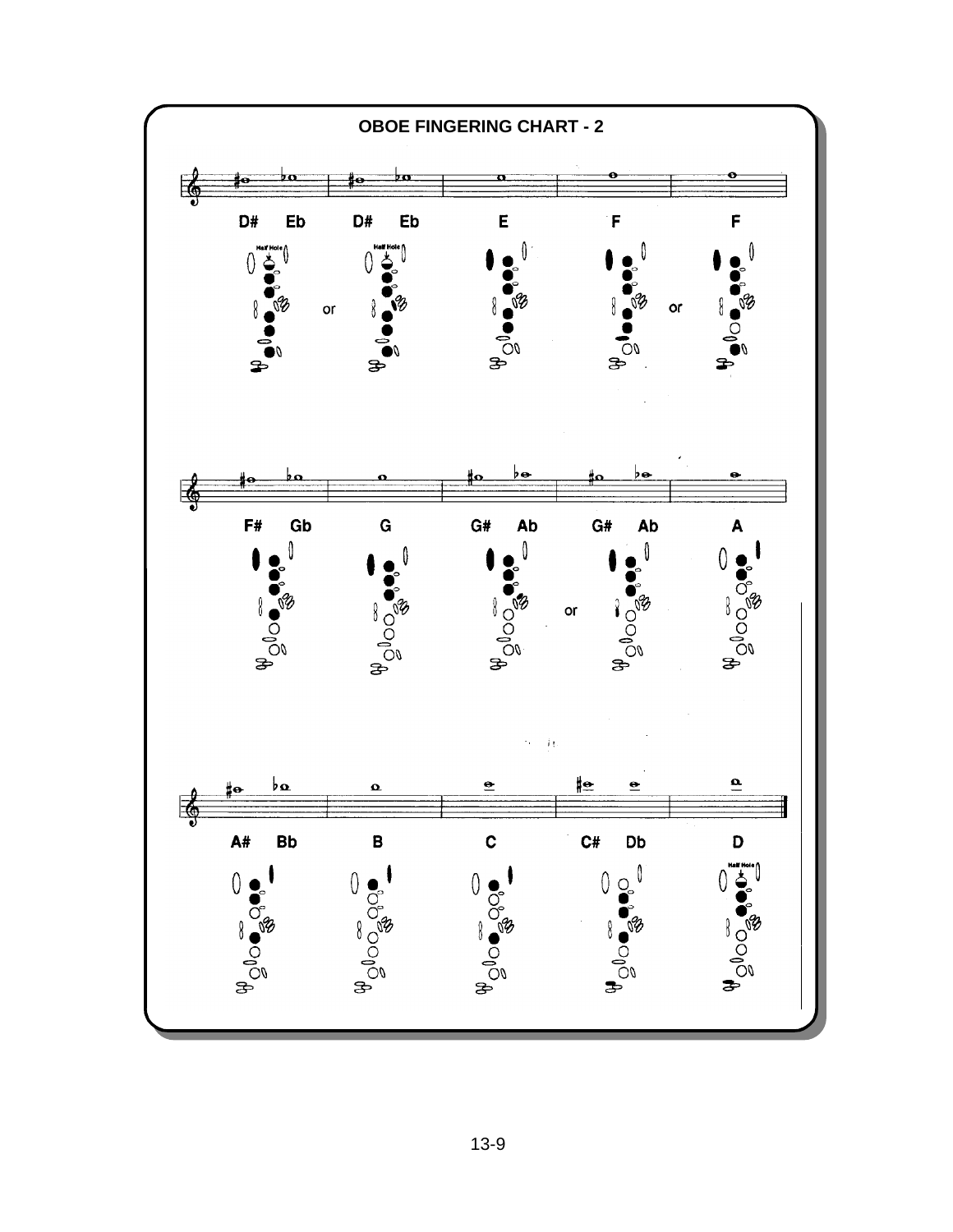# OBOE FINGERING CHART - 2

D# Eb — Half Hole — or — D# Eb — Half Hole

E

F — or — F

F# Gb

G

G# Ab — or — G# Ab

A

A# Bb

B

C

C# Db

D — Half Hole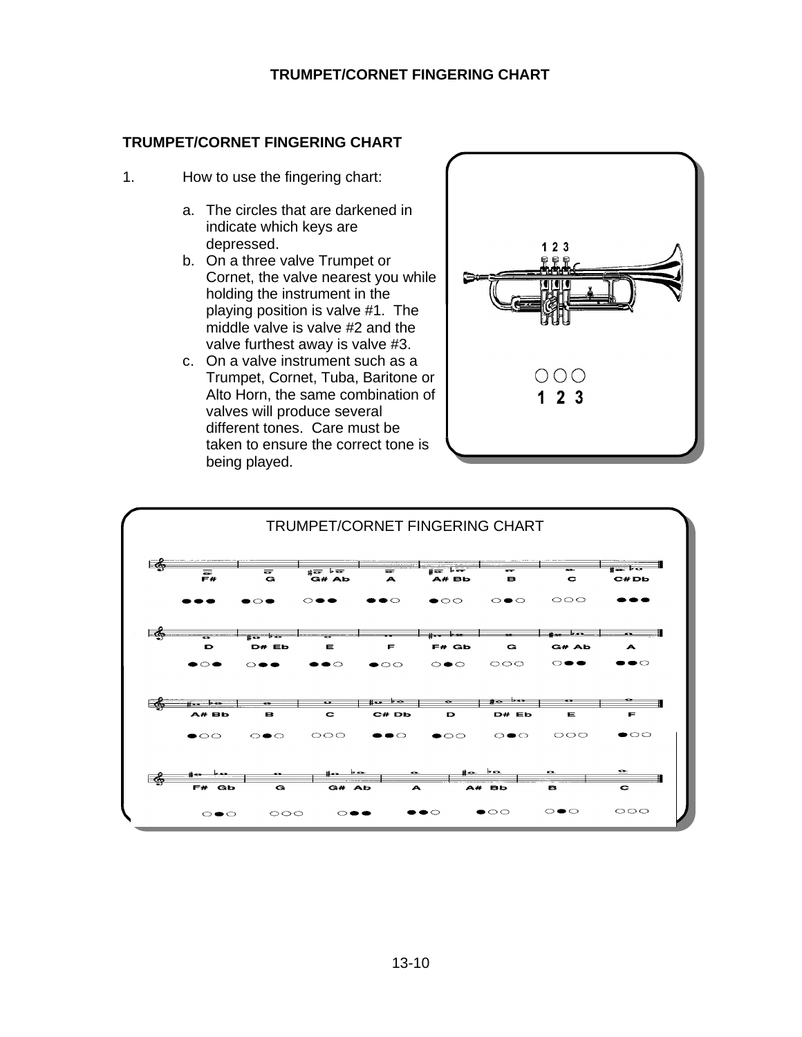# TRUMPET/CORNET FINGERING CHART

## TRUMPET/CORNET FINGERING CHART

1. How to use the fingering chart:

   a. The circles that are darkened in indicate which keys are depressed.
   b. On a three valve Trumpet or Cornet, the valve nearest you while holding the instrument in the playing position is valve #1. The middle valve is valve #2 and the valve furthest away is valve #3.
   c. On a valve instrument such as a Trumpet, Cornet, Tuba, Baritone or Alto Horn, the same combination of valves will produce several different tones. Care must be taken to ensure the correct tone is being played.

1 2 3

○○○
1 2 3

TRUMPET/CORNET FINGERING CHART

| F# | G | G# Ab | A | A# Bb | B | C | C# Db |
|---|---|---|---|---|---|---|---|
| ●●● | ●○● | ○●● | ●●○ | ●○○ | ○●○ | ○○○ | ●●● |

| D | D# Eb | E | F | F# Gb | G | G# Ab | A |
|---|---|---|---|---|---|---|---|
| ●○● | ○●● | ●●○ | ●○○ | ○●○ | ○○○ | ○●● | ●●○ |

| A# Bb | B | C | C# Db | D | D# Eb | E | F |
|---|---|---|---|---|---|---|---|
| ●○○ | ○●○ | ○○○ | ●●○ | ●○○ | ○●○ | ○○○ | ●○○ |

| F# Gb | G | G# Ab | A | A# Bb | B | C |
|---|---|---|---|---|---|---|
| ○●○ | ○○○ | ○●● | ●●○ | ●○○ | ○●○ | ○○○ |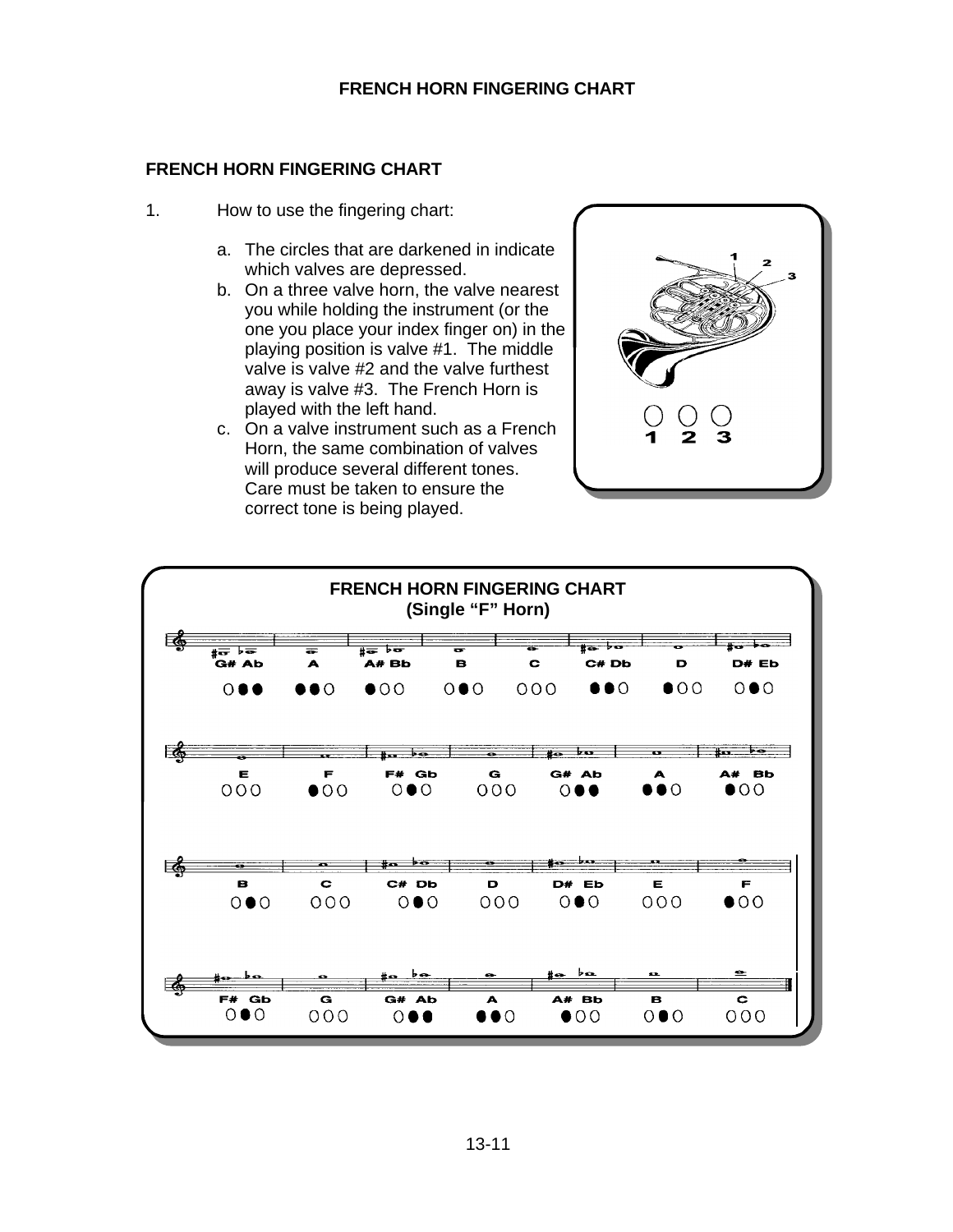## FRENCH HORN FINGERING CHART

1. How to use the fingering chart:

   a. The circles that are darkened in indicate which valves are depressed.
   b. On a three valve horn, the valve nearest you while holding the instrument (or the one you place your index finger on) in the playing position is valve #1. The middle valve is valve #2 and the valve furthest away is valve #3. The French Horn is played with the left hand.
   c. On a valve instrument such as a French Horn, the same combination of valves will produce several different tones. Care must be taken to ensure the correct tone is being played.

1 2 3

### FRENCH HORN FINGERING CHART (Single "F" Horn)

| Note | Valves |
|---|---|
| G# Ab | ○●● |
| A | ●●○ |
| A# Bb | ●○○ |
| B | ○●○ |
| C | ○○○ |
| C# Db | ●●○ |
| D | ●○○ |
| D# Eb | ○●○ |
| E | ○○○ |
| F | ●○○ |
| F# Gb | ○●○ |
| G | ○○○ |
| G# Ab | ○●● |
| A | ●●○ |
| A# Bb | ●○○ |
| B | ○●○ |
| C | ○○○ |
| C# Db | ○●○ |
| D | ○○○ |
| D# Eb | ○●○ |
| E | ○○○ |
| F | ●○○ |
| F# Gb | ○●○ |
| G | ○○○ |
| G# Ab | ○●● |
| A | ●●○ |
| A# Bb | ●○○ |
| B | ○●○ |
| C | ○○○ |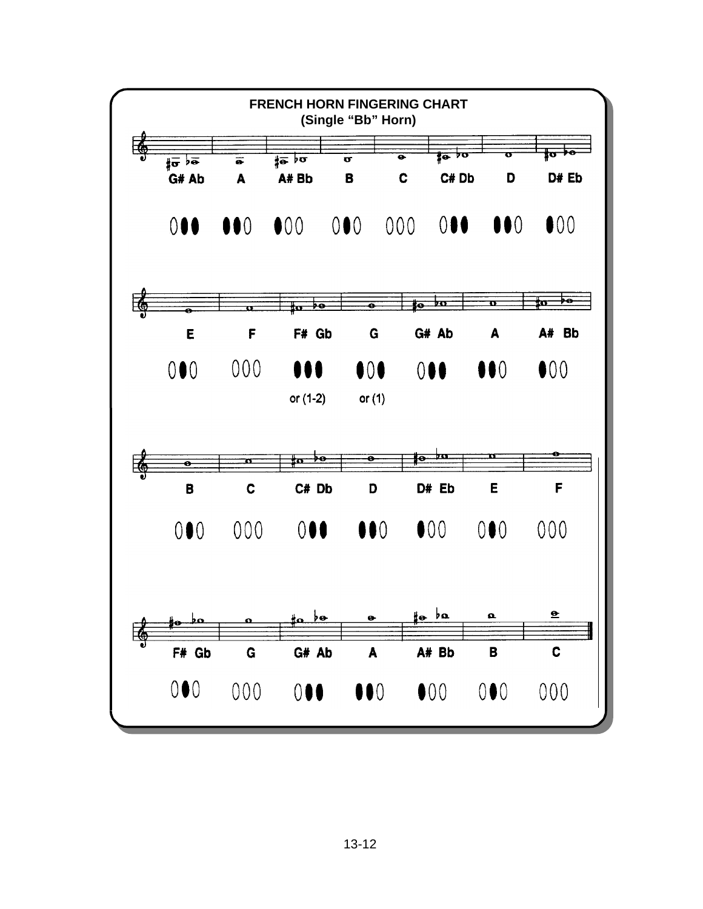# FRENCH HORN FINGERING CHART
## (Single "Bb" Horn)

| G# Ab | A | A# Bb | B | C | C# Db | D | D# Eb |
|---|---|---|---|---|---|---|---|
| ○●● | ●●○ | ●○○ | ○●○ | ○○○ | ○●● | ●●○ | ●○○ |

| E | F | F# Gb | G | G# Ab | A | A# Bb |
|---|---|---|---|---|---|---|
| ○●○ | ○○○ | ●●● or (1-2) | ●○● or (1) | ○●● | ●●○ | ●○○ |

| B | C | C# Db | D | D# Eb | E | F |
|---|---|---|---|---|---|---|
| ○●○ | ○○○ | ○●● | ●●○ | ●○○ | ○●○ | ○○○ |

| F# Gb | G | G# Ab | A | A# Bb | B | C |
|---|---|---|---|---|---|---|
| ○●○ | ○○○ | ○●● | ●●○ | ●○○ | ○●○ | ○○○ |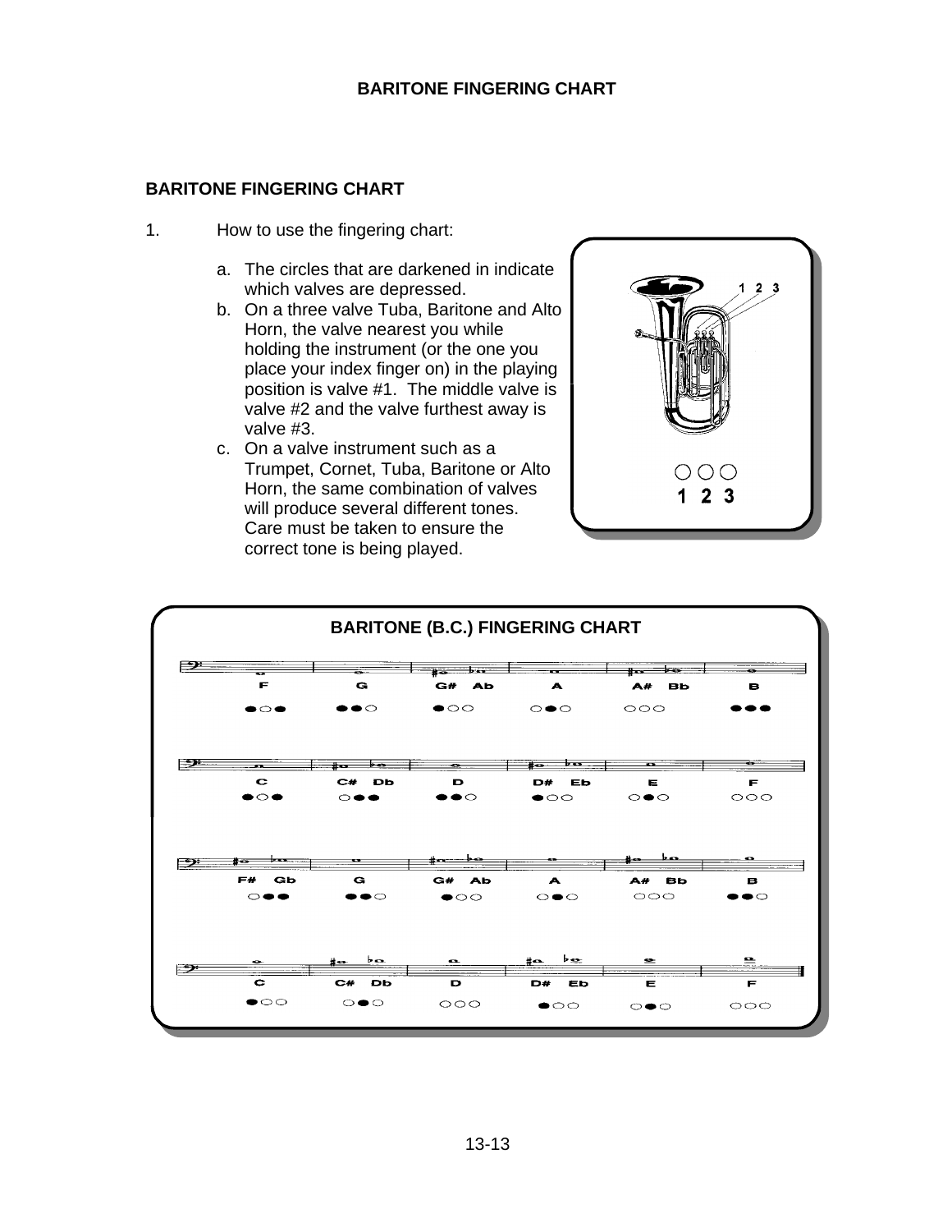# BARITONE FINGERING CHART

## BARITONE FINGERING CHART

1. How to use the fingering chart:

   a. The circles that are darkened in indicate which valves are depressed.
   b. On a three valve Tuba, Baritone and Alto Horn, the valve nearest you while holding the instrument (or the one you place your index finger on) in the playing position is valve #1. The middle valve is valve #2 and the valve furthest away is valve #3.
   c. On a valve instrument such as a Trumpet, Cornet, Tuba, Baritone or Alto Horn, the same combination of valves will produce several different tones. Care must be taken to ensure the correct tone is being played.

1 2 3

○○○
1 2 3

### BARITONE (B.C.) FINGERING CHART

| F | G | G# Ab | A | A# Bb | B |
|---|---|---|---|---|---|
| ●○● | ●●○ | ●○○ | ○●○ | ○○○ | ●●● |

| C | C# Db | D | D# Eb | E | F |
|---|---|---|---|---|---|
| ●○● | ○●● | ●●○ | ●○○ | ○●○ | ○○○ |

| F# Gb | G | G# Ab | A | A# Bb | B |
|---|---|---|---|---|---|
| ○●● | ●●○ | ●○○ | ○●○ | ○○○ | ●●○ |

| C | C# Db | D | D# Eb | E | F |
|---|---|---|---|---|---|
| ●○○ | ○●○ | ○○○ | ●○○ | ○●○ | ○○○ |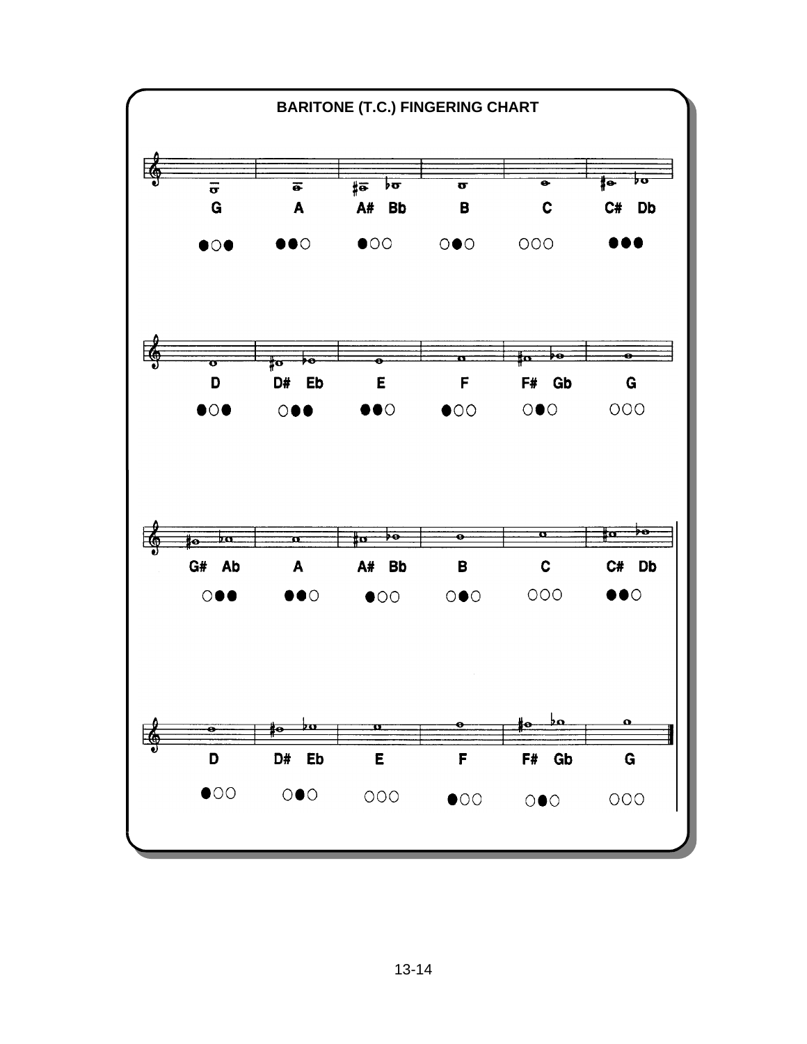## BARITONE (T.C.) FINGERING CHART

| G | A | A# Bb | B | C | C# Db |
|---|---|---|---|---|---|
| ●○● | ●●○ | ●○○ | ○●○ | ○○○ | ●●● |

| D | D# Eb | E | F | F# Gb | G |
|---|---|---|---|---|---|
| ●○● | ○●● | ●●○ | ●○○ | ○●○ | ○○○ |

| G# Ab | A | A# Bb | B | C | C# Db |
|---|---|---|---|---|---|
| ○●● | ●●○ | ●○○ | ○●○ | ○○○ | ●●○ |

| D | D# Eb | E | F | F# Gb | G |
|---|---|---|---|---|---|
| ●○○ | ○●○ | ○○○ | ●○○ | ○●○ | ○○○ |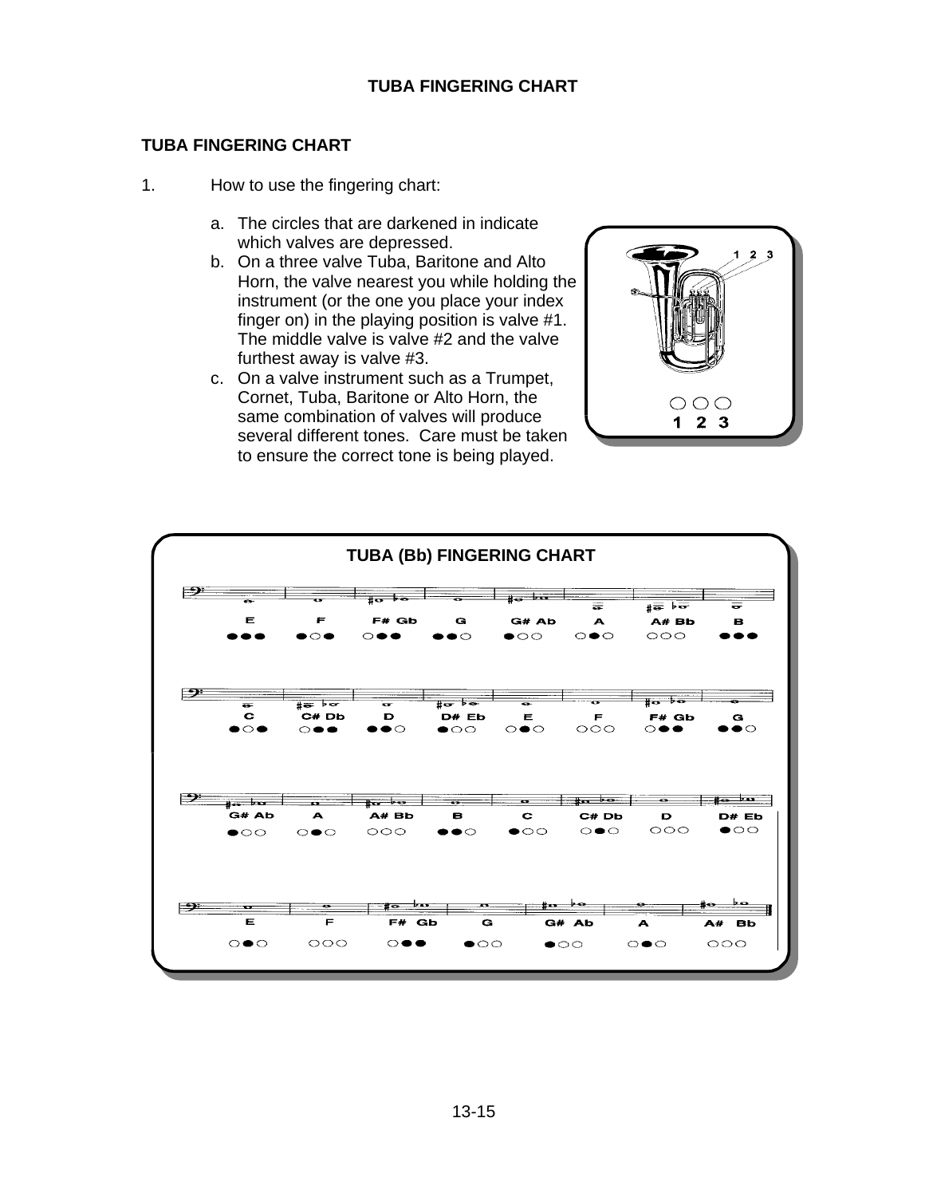# TUBA FINGERING CHART

## TUBA FINGERING CHART

1. How to use the fingering chart:

   a. The circles that are darkened in indicate which valves are depressed.
   b. On a three valve Tuba, Baritone and Alto Horn, the valve nearest you while holding the instrument (or the one you place your index finger on) in the playing position is valve #1. The middle valve is valve #2 and the valve furthest away is valve #3.
   c. On a valve instrument such as a Trumpet, Cornet, Tuba, Baritone or Alto Horn, the same combination of valves will produce several different tones. Care must be taken to ensure the correct tone is being played.

○○○
1 2 3

### TUBA (Bb) FINGERING CHART

| E | F | F# Gb | G | G# Ab | A | A# Bb | B |
|---|---|---|---|---|---|---|---|
| ●●● | ●○● | ○●● | ●●○ | ●○○ | ○●○ | ○○○ | ●●● |

| C | C# Db | D | D# Eb | E | F | F# Gb | G |
|---|---|---|---|---|---|---|---|
| ●○● | ○●● | ●●○ | ●○○ | ○●○ | ○○○ | ○●● | ●●○ |

| G# Ab | A | A# Bb | B | C | C# Db | D | D# Eb |
|---|---|---|---|---|---|---|---|
| ●○○ | ○●○ | ○○○ | ●●○ | ●○○ | ○●○ | ○○○ | ●○○ |

| E | F | F# Gb | G | G# Ab | A | A# Bb |
|---|---|---|---|---|---|---|
| ○●○ | ○○○ | ○●● | ●○○ | ●○○ | ○●○ | ○○○ |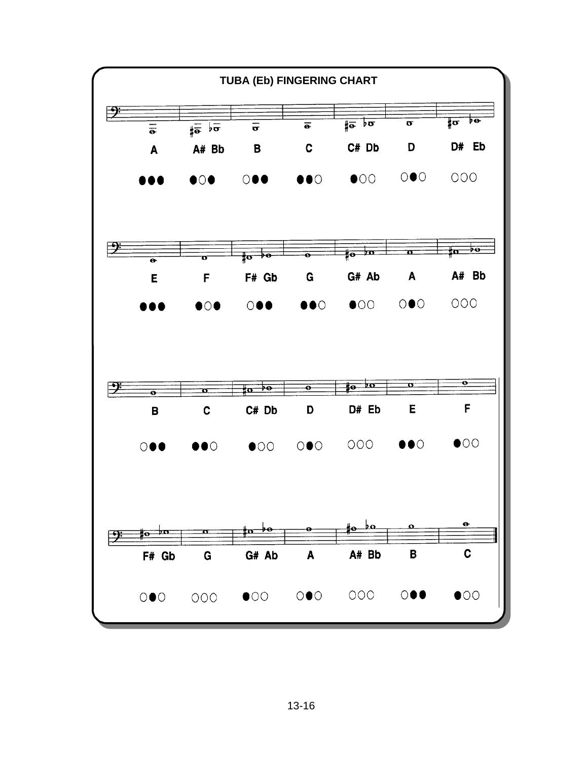## TUBA (Eb) FINGERING CHART

| A | A# Bb | B | C | C# Db | D | D# Eb |
|---|---|---|---|---|---|---|
| ●●● | ●○● | ○●● | ●●○ | ●○○ | ○●○ | ○○○ |

| E | F | F# Gb | G | G# Ab | A | A# Bb |
|---|---|---|---|---|---|---|
| ●●● | ●○● | ○●● | ●●○ | ●○○ | ○●○ | ○○○ |

| B | C | C# Db | D | D# Eb | E | F |
|---|---|---|---|---|---|---|
| ○●● | ●●○ | ●○○ | ○●○ | ○○○ | ●●○ | ●○○ |

| F# Gb | G | G# Ab | A | A# Bb | B | C |
|---|---|---|---|---|---|---|
| ○●○ | ○○○ | ●○○ | ○●○ | ○○○ | ○●● | ●○○ |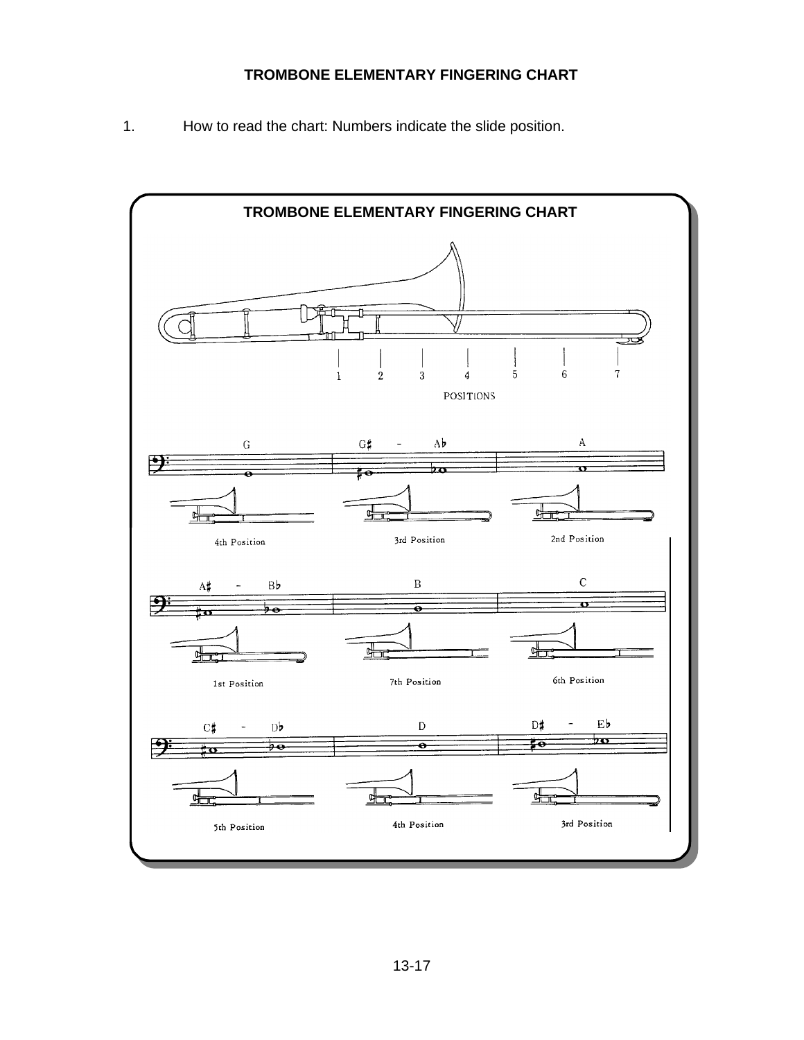# TROMBONE ELEMENTARY FINGERING CHART

1. How to read the chart: Numbers indicate the slide position.

## TROMBONE ELEMENTARY FINGERING CHART

1 2 3 4 5 6 7

POSITIONS

G
4th Position

G♯ - A♭
3rd Position

A
2nd Position

A♯ - B♭
1st Position

B
7th Position

C
6th Position

C♯ - D♭
5th Position

D
4th Position

D♯ - E♭
3rd Position